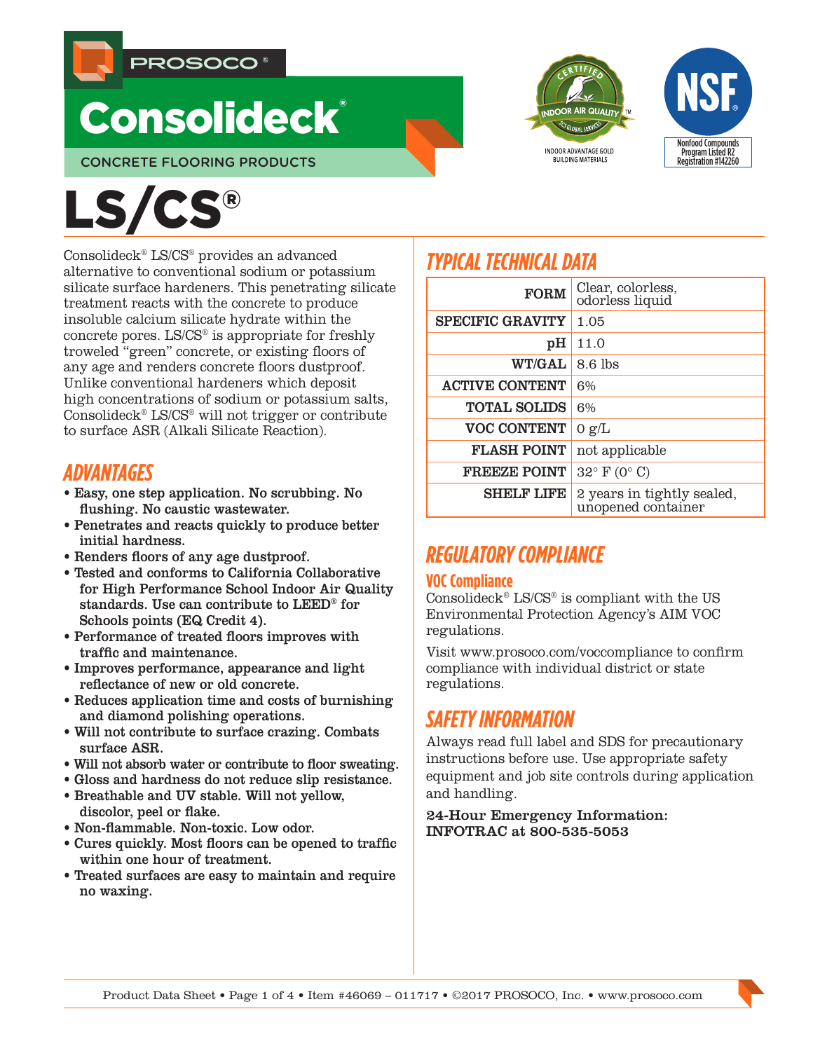PROSOCO®

# Consolideck®

CONCRETE FLOORING PRODUCTS

INDOOR ADVANTAGE GOLD BUILDING MATERIALS

NSF Nonfood Compounds Program Listed R2 Registration #142260

# LS/CS®

Consolideck® LS/CS® provides an advanced alternative to conventional sodium or potassium silicate surface hardeners. This penetrating silicate treatment reacts with the concrete to produce insoluble calcium silicate hydrate within the concrete pores. LS/CS® is appropriate for freshly troweled "green" concrete, or existing floors of any age and renders concrete floors dustproof. Unlike conventional hardeners which deposit high concentrations of sodium or potassium salts, Consolideck® LS/CS® will not trigger or contribute to surface ASR (Alkali Silicate Reaction).

## ADVANTAGES

- **Easy, one step application. No scrubbing. No flushing. No caustic wastewater.**
- **Penetrates and reacts quickly to produce better initial hardness.**
- **Renders floors of any age dustproof.**
- **Tested and conforms to California Collaborative for High Performance School Indoor Air Quality standards. Use can contribute to LEED® for Schools points (EQ Credit 4).**
- **Performance of treated floors improves with traffic and maintenance.**
- **Improves performance, appearance and light reflectance of new or old concrete.**
- **Reduces application time and costs of burnishing and diamond polishing operations.**
- **Will not contribute to surface crazing. Combats surface ASR.**
- **Will not absorb water or contribute to floor sweating.**
- **Gloss and hardness do not reduce slip resistance.**
- **Breathable and UV stable. Will not yellow, discolor, peel or flake.**
- **Non-flammable. Non-toxic. Low odor.**
- **Cures quickly. Most floors can be opened to traffic within one hour of treatment.**
- **Treated surfaces are easy to maintain and require no waxing.**

## TYPICAL TECHNICAL DATA

| | |
|---|---|
| **FORM** | Clear, colorless, odorless liquid |
| **SPECIFIC GRAVITY** | 1.05 |
| **pH** | 11.0 |
| **WT/GAL** | 8.6 lbs |
| **ACTIVE CONTENT** | 6% |
| **TOTAL SOLIDS** | 6% |
| **VOC CONTENT** | 0 g/L |
| **FLASH POINT** | not applicable |
| **FREEZE POINT** | 32° F (0° C) |
| **SHELF LIFE** | 2 years in tightly sealed, unopened container |

## REGULATORY COMPLIANCE

### VOC Compliance

Consolideck® LS/CS® is compliant with the US Environmental Protection Agency's AIM VOC regulations.

Visit www.prosoco.com/voccompliance to confirm compliance with individual district or state regulations.

## SAFETY INFORMATION

Always read full label and SDS for precautionary instructions before use. Use appropriate safety equipment and job site controls during application and handling.

**24-Hour Emergency Information: INFOTRAC at 800-535-5053**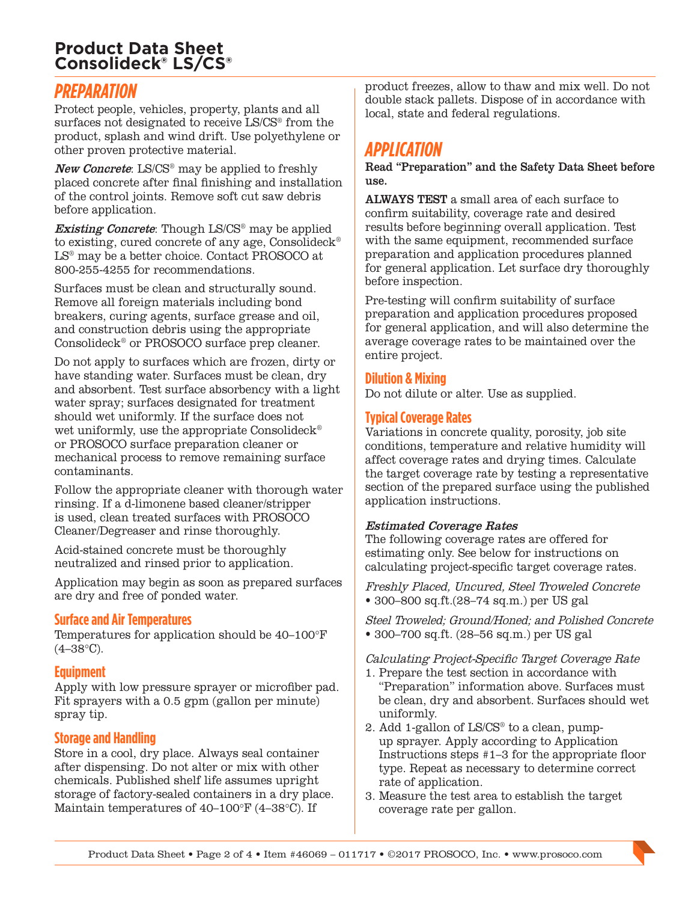## PREPARATION

Protect people, vehicles, property, plants and all surfaces not designated to receive LS/CS® from the product, splash and wind drift. Use polyethylene or other proven protective material.

***New Concrete***: LS/CS® may be applied to freshly placed concrete after final finishing and installation of the control joints. Remove soft cut saw debris before application.

***Existing Concrete***: Though LS/CS® may be applied to existing, cured concrete of any age, Consolideck® LS® may be a better choice. Contact PROSOCO at 800-255-4255 for recommendations.

Surfaces must be clean and structurally sound. Remove all foreign materials including bond breakers, curing agents, surface grease and oil, and construction debris using the appropriate Consolideck® or PROSOCO surface prep cleaner.

Do not apply to surfaces which are frozen, dirty or have standing water. Surfaces must be clean, dry and absorbent. Test surface absorbency with a light water spray; surfaces designated for treatment should wet uniformly. If the surface does not wet uniformly, use the appropriate Consolideck® or PROSOCO surface preparation cleaner or mechanical process to remove remaining surface contaminants.

Follow the appropriate cleaner with thorough water rinsing. If a d-limonene based cleaner/stripper is used, clean treated surfaces with PROSOCO Cleaner/Degreaser and rinse thoroughly.

Acid-stained concrete must be thoroughly neutralized and rinsed prior to application.

Application may begin as soon as prepared surfaces are dry and free of ponded water.

### Surface and Air Temperatures

Temperatures for application should be 40–100°F (4–38°C).

### Equipment

Apply with low pressure sprayer or microfiber pad. Fit sprayers with a 0.5 gpm (gallon per minute) spray tip.

### Storage and Handling

Store in a cool, dry place. Always seal container after dispensing. Do not alter or mix with other chemicals. Published shelf life assumes upright storage of factory-sealed containers in a dry place. Maintain temperatures of 40–100°F (4–38°C). If product freezes, allow to thaw and mix well. Do not double stack pallets. Dispose of in accordance with local, state and federal regulations.

## APPLICATION

**Read "Preparation" and the Safety Data Sheet before use.**

**ALWAYS TEST** a small area of each surface to confirm suitability, coverage rate and desired results before beginning overall application. Test with the same equipment, recommended surface preparation and application procedures planned for general application. Let surface dry thoroughly before inspection.

Pre-testing will confirm suitability of surface preparation and application procedures proposed for general application, and will also determine the average coverage rates to be maintained over the entire project.

### Dilution & Mixing

Do not dilute or alter. Use as supplied.

### Typical Coverage Rates

Variations in concrete quality, porosity, job site conditions, temperature and relative humidity will affect coverage rates and drying times. Calculate the target coverage rate by testing a representative section of the prepared surface using the published application instructions.

***Estimated Coverage Rates***

The following coverage rates are offered for estimating only. See below for instructions on calculating project-specific target coverage rates.

*Freshly Placed, Uncured, Steel Troweled Concrete*

- 300–800 sq.ft.(28–74 sq.m.) per US gal

*Steel Troweled; Ground/Honed; and Polished Concrete*

- 300–700 sq.ft. (28–56 sq.m.) per US gal

*Calculating Project-Specific Target Coverage Rate*

1. Prepare the test section in accordance with "Preparation" information above. Surfaces must be clean, dry and absorbent. Surfaces should wet uniformly.
2. Add 1-gallon of LS/CS® to a clean, pump-up sprayer. Apply according to Application Instructions steps #1–3 for the appropriate floor type. Repeat as necessary to determine correct rate of application.
3. Measure the test area to establish the target coverage rate per gallon.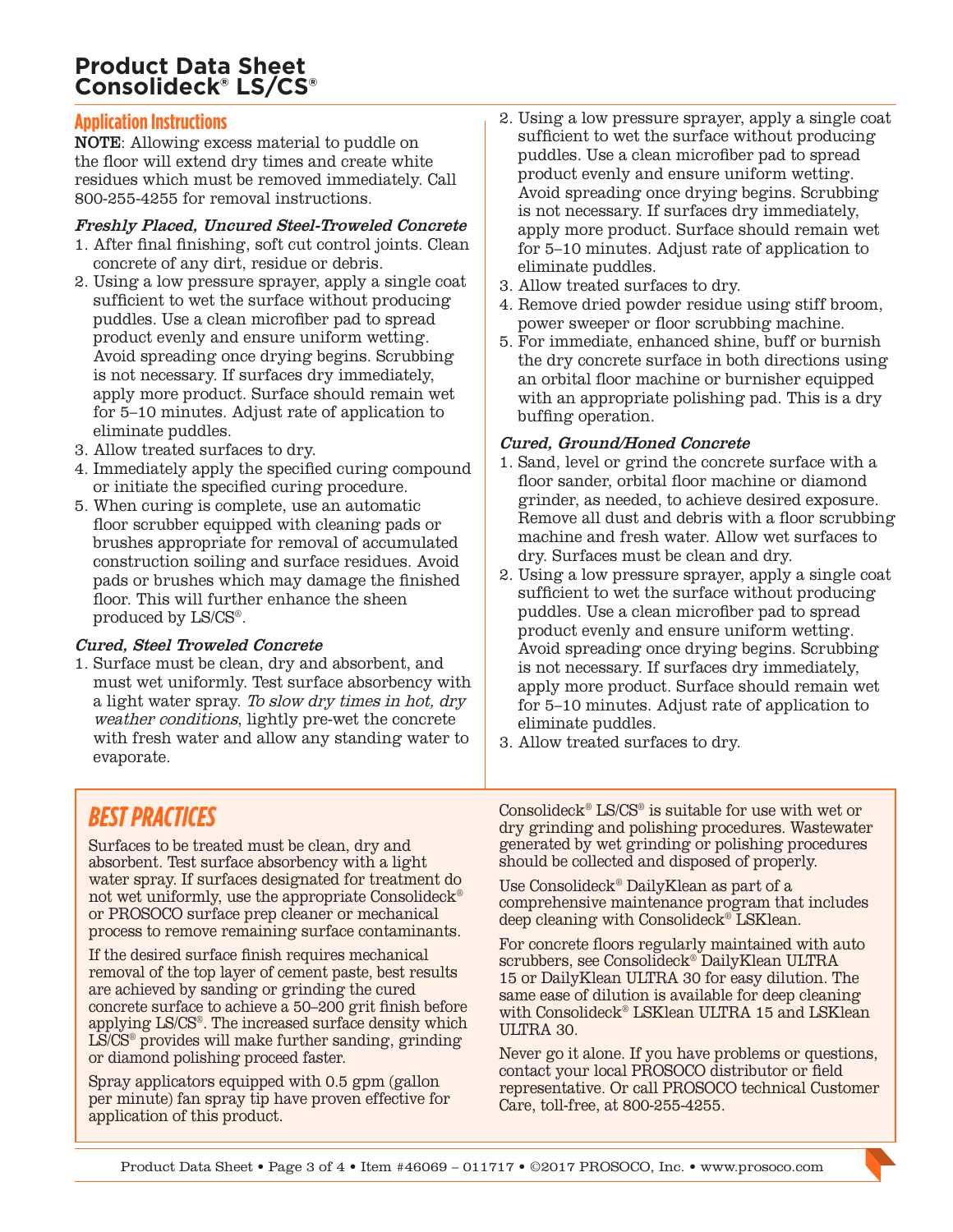# Product Data Sheet
# Consolideck® LS/CS®

## Application Instructions

**NOTE**: Allowing excess material to puddle on the floor will extend dry times and create white residues which must be removed immediately. Call 800-255-4255 for removal instructions.

### *Freshly Placed, Uncured Steel-Troweled Concrete*

1. After final finishing, soft cut control joints. Clean concrete of any dirt, residue or debris.
2. Using a low pressure sprayer, apply a single coat sufficient to wet the surface without producing puddles. Use a clean microfiber pad to spread product evenly and ensure uniform wetting. Avoid spreading once drying begins. Scrubbing is not necessary. If surfaces dry immediately, apply more product. Surface should remain wet for 5–10 minutes. Adjust rate of application to eliminate puddles.
3. Allow treated surfaces to dry.
4. Immediately apply the specified curing compound or initiate the specified curing procedure.
5. When curing is complete, use an automatic floor scrubber equipped with cleaning pads or brushes appropriate for removal of accumulated construction soiling and surface residues. Avoid pads or brushes which may damage the finished floor. This will further enhance the sheen produced by LS/CS®.

### *Cured, Steel Troweled Concrete*

1. Surface must be clean, dry and absorbent, and must wet uniformly. Test surface absorbency with a light water spray. *To slow dry times in hot, dry weather conditions*, lightly pre-wet the concrete with fresh water and allow any standing water to evaporate.
2. Using a low pressure sprayer, apply a single coat sufficient to wet the surface without producing puddles. Use a clean microfiber pad to spread product evenly and ensure uniform wetting. Avoid spreading once drying begins. Scrubbing is not necessary. If surfaces dry immediately, apply more product. Surface should remain wet for 5–10 minutes. Adjust rate of application to eliminate puddles.
3. Allow treated surfaces to dry.
4. Remove dried powder residue using stiff broom, power sweeper or floor scrubbing machine.
5. For immediate, enhanced shine, buff or burnish the dry concrete surface in both directions using an orbital floor machine or burnisher equipped with an appropriate polishing pad. This is a dry buffing operation.

### *Cured, Ground/Honed Concrete*

1. Sand, level or grind the concrete surface with a floor sander, orbital floor machine or diamond grinder, as needed, to achieve desired exposure. Remove all dust and debris with a floor scrubbing machine and fresh water. Allow wet surfaces to dry. Surfaces must be clean and dry.
2. Using a low pressure sprayer, apply a single coat sufficient to wet the surface without producing puddles. Use a clean microfiber pad to spread product evenly and ensure uniform wetting. Avoid spreading once drying begins. Scrubbing is not necessary. If surfaces dry immediately, apply more product. Surface should remain wet for 5–10 minutes. Adjust rate of application to eliminate puddles.
3. Allow treated surfaces to dry.

## BEST PRACTICES

Surfaces to be treated must be clean, dry and absorbent. Test surface absorbency with a light water spray. If surfaces designated for treatment do not wet uniformly, use the appropriate Consolideck® or PROSOCO surface prep cleaner or mechanical process to remove remaining surface contaminants.

If the desired surface finish requires mechanical removal of the top layer of cement paste, best results are achieved by sanding or grinding the cured concrete surface to achieve a 50–200 grit finish before applying LS/CS®. The increased surface density which LS/CS® provides will make further sanding, grinding or diamond polishing proceed faster.

Spray applicators equipped with 0.5 gpm (gallon per minute) fan spray tip have proven effective for application of this product.

Consolideck® LS/CS® is suitable for use with wet or dry grinding and polishing procedures. Wastewater generated by wet grinding or polishing procedures should be collected and disposed of properly.

Use Consolideck® DailyKlean as part of a comprehensive maintenance program that includes deep cleaning with Consolideck® LSKlean.

For concrete floors regularly maintained with auto scrubbers, see Consolideck® DailyKlean ULTRA 15 or DailyKlean ULTRA 30 for easy dilution. The same ease of dilution is available for deep cleaning with Consolideck® LSKlean ULTRA 15 and LSKlean ULTRA 30.

Never go it alone. If you have problems or questions, contact your local PROSOCO distributor or field representative. Or call PROSOCO technical Customer Care, toll-free, at 800-255-4255.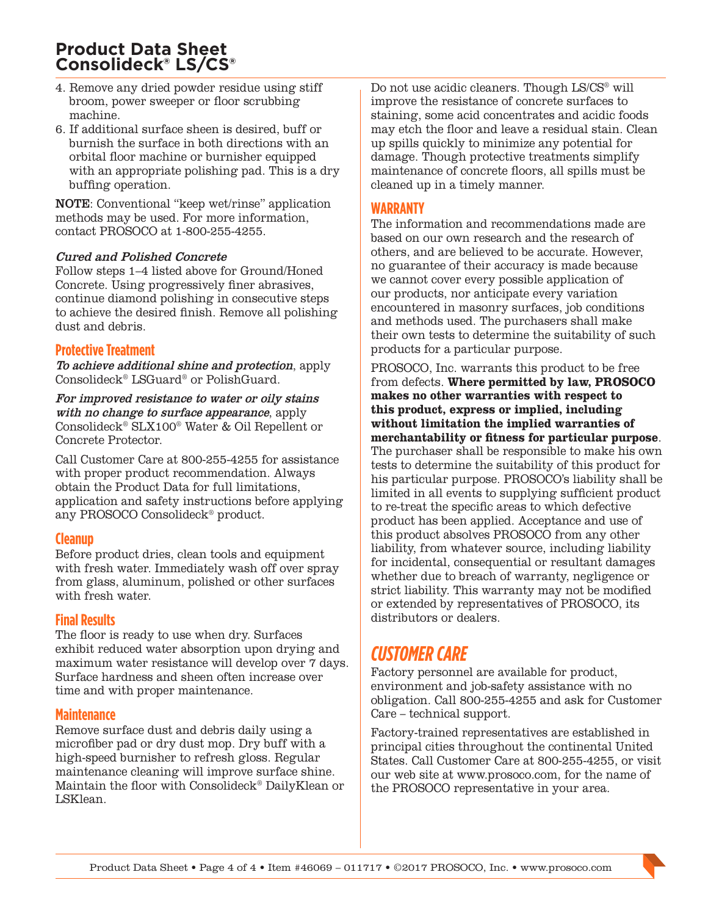4. Remove any dried powder residue using stiff broom, power sweeper or floor scrubbing machine.
6. If additional surface sheen is desired, buff or burnish the surface in both directions with an orbital floor machine or burnisher equipped with an appropriate polishing pad. This is a dry buffing operation.

**NOTE**: Conventional "keep wet/rinse" application methods may be used. For more information, contact PROSOCO at 1-800-255-4255.

### *Cured and Polished Concrete*

Follow steps 1–4 listed above for Ground/Honed Concrete. Using progressively finer abrasives, continue diamond polishing in consecutive steps to achieve the desired finish. Remove all polishing dust and debris.

## Protective Treatment

***To achieve additional shine and protection***, apply Consolideck® LSGuard® or PolishGuard.

***For improved resistance to water or oily stains with no change to surface appearance***, apply Consolideck® SLX100® Water & Oil Repellent or Concrete Protector.

Call Customer Care at 800-255-4255 for assistance with proper product recommendation. Always obtain the Product Data for full limitations, application and safety instructions before applying any PROSOCO Consolideck® product.

## Cleanup

Before product dries, clean tools and equipment with fresh water. Immediately wash off over spray from glass, aluminum, polished or other surfaces with fresh water.

## Final Results

The floor is ready to use when dry. Surfaces exhibit reduced water absorption upon drying and maximum water resistance will develop over 7 days. Surface hardness and sheen often increase over time and with proper maintenance.

## Maintenance

Remove surface dust and debris daily using a microfiber pad or dry dust mop. Dry buff with a high-speed burnisher to refresh gloss. Regular maintenance cleaning will improve surface shine. Maintain the floor with Consolideck® DailyKlean or LSKlean.

Do not use acidic cleaners. Though LS/CS® will improve the resistance of concrete surfaces to staining, some acid concentrates and acidic foods may etch the floor and leave a residual stain. Clean up spills quickly to minimize any potential for damage. Though protective treatments simplify maintenance of concrete floors, all spills must be cleaned up in a timely manner.

## WARRANTY

The information and recommendations made are based on our own research and the research of others, and are believed to be accurate. However, no guarantee of their accuracy is made because we cannot cover every possible application of our products, nor anticipate every variation encountered in masonry surfaces, job conditions and methods used. The purchasers shall make their own tests to determine the suitability of such products for a particular purpose.

PROSOCO, Inc. warrants this product to be free from defects. **Where permitted by law, PROSOCO makes no other warranties with respect to this product, express or implied, including without limitation the implied warranties of merchantability or fitness for particular purpose**. The purchaser shall be responsible to make his own tests to determine the suitability of this product for his particular purpose. PROSOCO's liability shall be limited in all events to supplying sufficient product to re-treat the specific areas to which defective product has been applied. Acceptance and use of this product absolves PROSOCO from any other liability, from whatever source, including liability for incidental, consequential or resultant damages whether due to breach of warranty, negligence or strict liability. This warranty may not be modified or extended by representatives of PROSOCO, its distributors or dealers.

# *CUSTOMER CARE*

Factory personnel are available for product, environment and job-safety assistance with no obligation. Call 800-255-4255 and ask for Customer Care – technical support.

Factory-trained representatives are established in principal cities throughout the continental United States. Call Customer Care at 800-255-4255, or visit our web site at www.prosoco.com, for the name of the PROSOCO representative in your area.